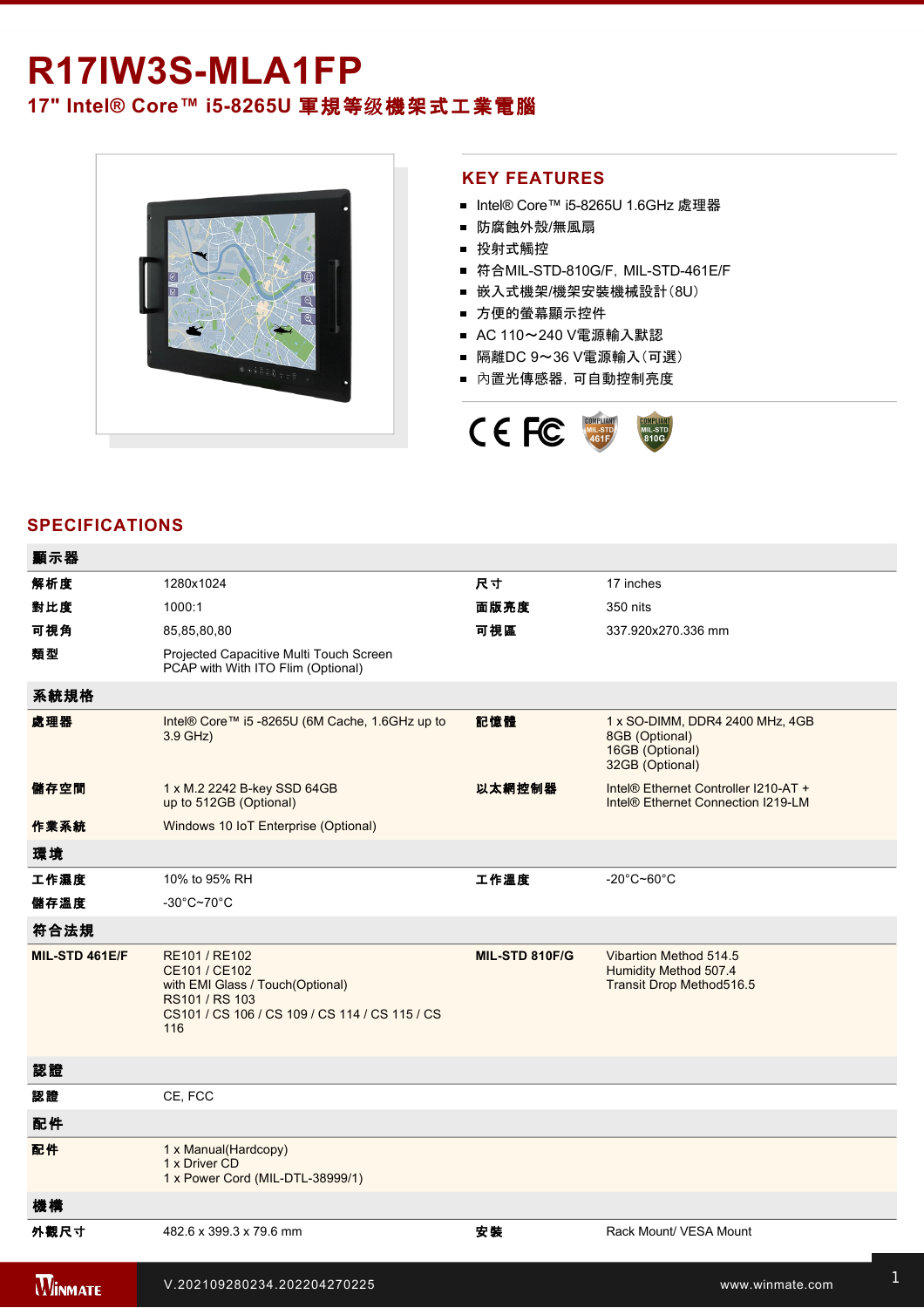# R17IW3S-MLA1FP

## 17" Intel® Core™ i5-8265U 軍規等级機架式工業電腦

## KEY FEATURES

- Intel® Core™ i5-8265U 1.6GHz 處理器
- 防腐蝕外殼/無風扇
- 投射式觸控
- 符合MIL-STD-810G/F, MIL-STD-461E/F
- 嵌入式機架/機架安裝機械設計（8U）
- 方便的螢幕顯示控件
- AC 110～240 V電源輸入默認
- 隔離DC 9～36 V電源輸入（可選）
- 內置光傳感器，可自動控制亮度

## SPECIFICATIONS

| 顯示器 | | | |
|---|---|---|---|
| 解析度 | 1280x1024 | 尺寸 | 17 inches |
| 對比度 | 1000:1 | 面版亮度 | 350 nits |
| 可視角 | 85,85,80,80 | 可視區 | 337.920x270.336 mm |
| 類型 | Projected Capacitive Multi Touch Screen<br>PCAP with With ITO Flim (Optional) | | |
| **系統規格** | | | |
| 處理器 | Intel® Core™ i5 -8265U (6M Cache, 1.6GHz up to 3.9 GHz) | 記憶體 | 1 x SO-DIMM, DDR4 2400 MHz, 4GB<br>8GB (Optional)<br>16GB (Optional)<br>32GB (Optional) |
| 儲存空間 | 1 x M.2 2242 B-key SSD 64GB<br>up to 512GB (Optional) | 以太網控制器 | Intel® Ethernet Controller I210-AT +<br>Intel® Ethernet Connection I219-LM |
| 作業系統 | Windows 10 IoT Enterprise (Optional) | | |
| **環境** | | | |
| 工作濕度 | 10% to 95% RH | 工作溫度 | -20°C~60°C |
| 儲存溫度 | -30°C~70°C | | |
| **符合法規** | | | |
| MIL-STD 461E/F | RE101 / RE102<br>CE101 / CE102<br>with EMI Glass / Touch(Optional)<br>RS101 / RS 103<br>CS101 / CS 106 / CS 109 / CS 114 / CS 115 / CS 116 | MIL-STD 810F/G | Vibartion Method 514.5<br>Humidity Method 507.4<br>Transit Drop Method516.5 |
| **認證** | | | |
| 認證 | CE, FCC | | |
| **配件** | | | |
| 配件 | 1 x Manual(Hardcopy)<br>1 x Driver CD<br>1 x Power Cord (MIL-DTL-38999/1) | | |
| **機構** | | | |
| 外觀尺寸 | 482.6 x 399.3 x 79.6 mm | 安裝 | Rack Mount/ VESA Mount |

V.202109280234.202204270225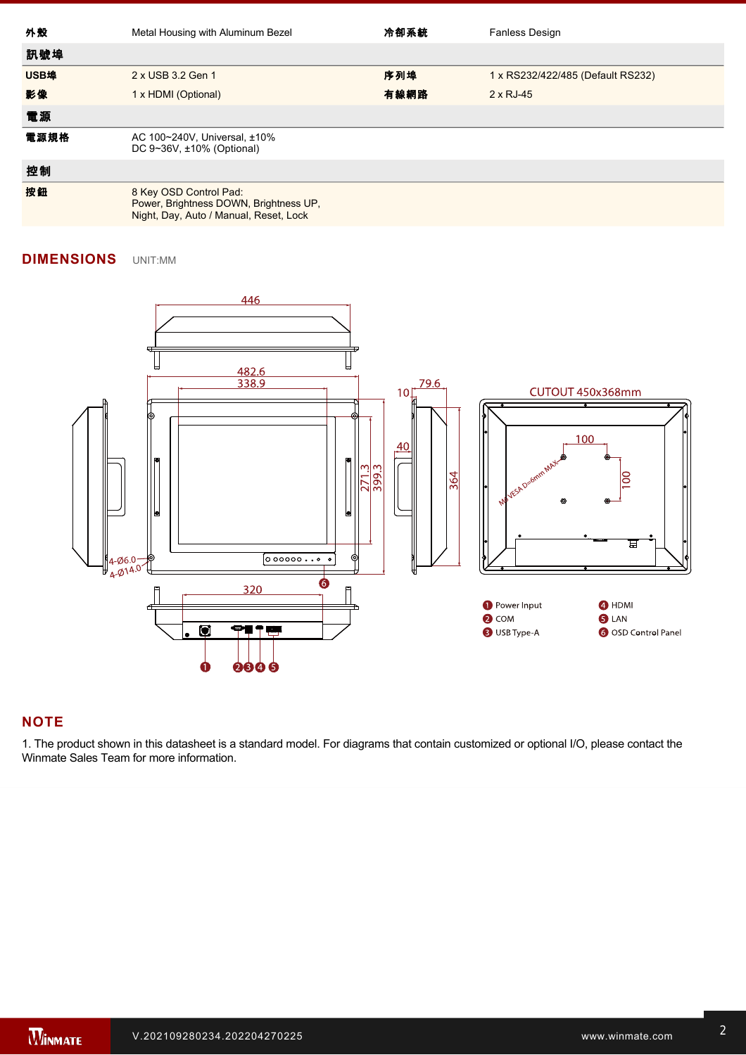| | | | |
|---|---|---|---|
| 外殼 | Metal Housing with Aluminum Bezel | 冷卻系統 | Fanless Design |
| **訊號埠** | | | |
| USB埠 | 2 x USB 3.2 Gen 1 | 序列埠 | 1 x RS232/422/485 (Default RS232) |
| 影像 | 1 x HDMI (Optional) | 有線網路 | 2 x RJ-45 |
| **電源** | | | |
| 電源規格 | AC 100~240V, Universal, ±10%<br>DC 9~36V, ±10% (Optional) | | |
| **控制** | | | |
| 按鈕 | 8 Key OSD Control Pad:<br>Power, Brightness DOWN, Brightness UP,<br>Night, Day, Auto / Manual, Reset, Lock | | |

## DIMENSIONS

UNIT:MM

446
482.6
338.9
271.3
399.3
10
79.6
40
364
4-Ø6.0
4-Ø14.0
320
CUTOUT 450x368mm
100
100
M4 VESA D=6mm MAX

1 Power Input
2 COM
3 USB Type-A
4 HDMI
5 LAN
6 OSD Control Panel

## NOTE

1. The product shown in this datasheet is a standard model. For diagrams that contain customized or optional I/O, please contact the Winmate Sales Team for more information.